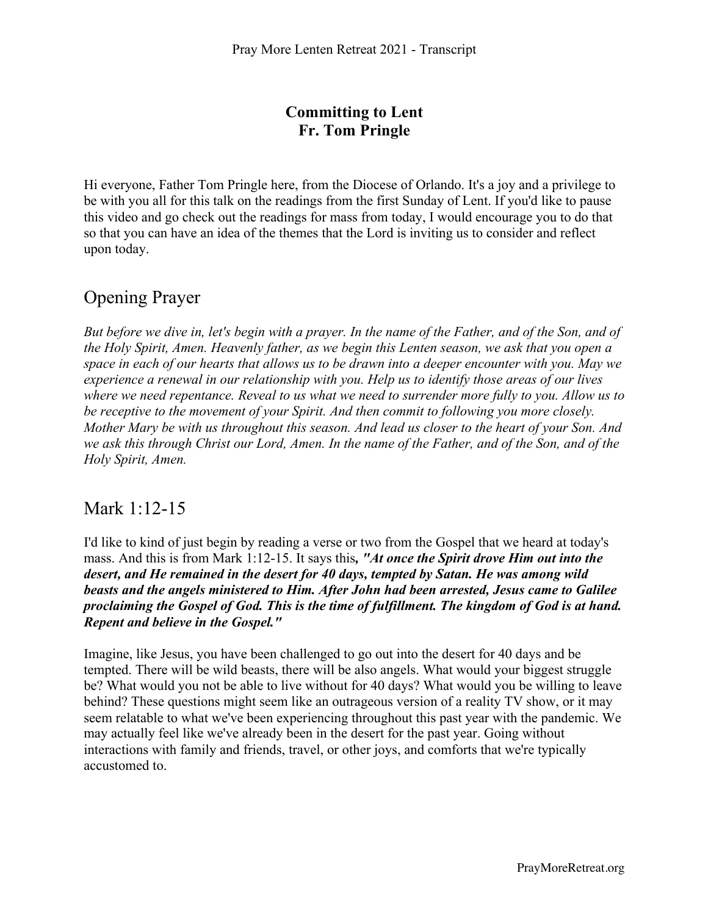# Committing to Lent
**Fr. Tom Pringle**

Hi everyone, Father Tom Pringle here, from the Diocese of Orlando. It's a joy and a privilege to be with you all for this talk on the readings from the first Sunday of Lent. If you'd like to pause this video and go check out the readings for mass from today, I would encourage you to do that so that you can have an idea of the themes that the Lord is inviting us to consider and reflect upon today.

## Opening Prayer

*But before we dive in, let's begin with a prayer. In the name of the Father, and of the Son, and of the Holy Spirit, Amen. Heavenly father, as we begin this Lenten season, we ask that you open a space in each of our hearts that allows us to be drawn into a deeper encounter with you. May we experience a renewal in our relationship with you. Help us to identify those areas of our lives where we need repentance. Reveal to us what we need to surrender more fully to you. Allow us to be receptive to the movement of your Spirit. And then commit to following you more closely. Mother Mary be with us throughout this season. And lead us closer to the heart of your Son. And we ask this through Christ our Lord, Amen. In the name of the Father, and of the Son, and of the Holy Spirit, Amen.*

## Mark 1:12-15

I'd like to kind of just begin by reading a verse or two from the Gospel that we heard at today's mass. And this is from Mark 1:12-15. It says this***, "At once the Spirit drove Him out into the desert, and He remained in the desert for 40 days, tempted by Satan. He was among wild beasts and the angels ministered to Him. After John had been arrested, Jesus came to Galilee proclaiming the Gospel of God. This is the time of fulfillment. The kingdom of God is at hand. Repent and believe in the Gospel."***

Imagine, like Jesus, you have been challenged to go out into the desert for 40 days and be tempted. There will be wild beasts, there will be also angels. What would your biggest struggle be? What would you not be able to live without for 40 days? What would you be willing to leave behind? These questions might seem like an outrageous version of a reality TV show, or it may seem relatable to what we've been experiencing throughout this past year with the pandemic. We may actually feel like we've already been in the desert for the past year. Going without interactions with family and friends, travel, or other joys, and comforts that we're typically accustomed to.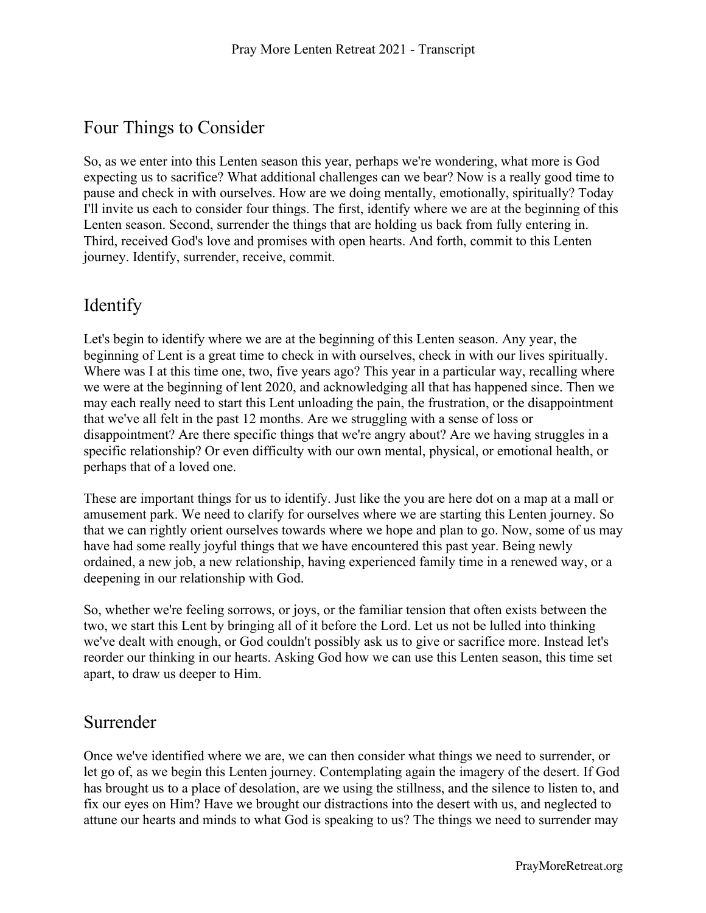## Four Things to Consider

So, as we enter into this Lenten season this year, perhaps we're wondering, what more is God expecting us to sacrifice? What additional challenges can we bear? Now is a really good time to pause and check in with ourselves. How are we doing mentally, emotionally, spiritually? Today I'll invite us each to consider four things. The first, identify where we are at the beginning of this Lenten season. Second, surrender the things that are holding us back from fully entering in. Third, received God's love and promises with open hearts. And forth, commit to this Lenten journey. Identify, surrender, receive, commit.

## Identify

Let's begin to identify where we are at the beginning of this Lenten season. Any year, the beginning of Lent is a great time to check in with ourselves, check in with our lives spiritually. Where was I at this time one, two, five years ago? This year in a particular way, recalling where we were at the beginning of lent 2020, and acknowledging all that has happened since. Then we may each really need to start this Lent unloading the pain, the frustration, or the disappointment that we've all felt in the past 12 months. Are we struggling with a sense of loss or disappointment? Are there specific things that we're angry about? Are we having struggles in a specific relationship? Or even difficulty with our own mental, physical, or emotional health, or perhaps that of a loved one.

These are important things for us to identify. Just like the you are here dot on a map at a mall or amusement park. We need to clarify for ourselves where we are starting this Lenten journey. So that we can rightly orient ourselves towards where we hope and plan to go. Now, some of us may have had some really joyful things that we have encountered this past year. Being newly ordained, a new job, a new relationship, having experienced family time in a renewed way, or a deepening in our relationship with God.

So, whether we're feeling sorrows, or joys, or the familiar tension that often exists between the two, we start this Lent by bringing all of it before the Lord. Let us not be lulled into thinking we've dealt with enough, or God couldn't possibly ask us to give or sacrifice more. Instead let's reorder our thinking in our hearts. Asking God how we can use this Lenten season, this time set apart, to draw us deeper to Him.

## Surrender

Once we've identified where we are, we can then consider what things we need to surrender, or let go of, as we begin this Lenten journey. Contemplating again the imagery of the desert. If God has brought us to a place of desolation, are we using the stillness, and the silence to listen to, and fix our eyes on Him? Have we brought our distractions into the desert with us, and neglected to attune our hearts and minds to what God is speaking to us? The things we need to surrender may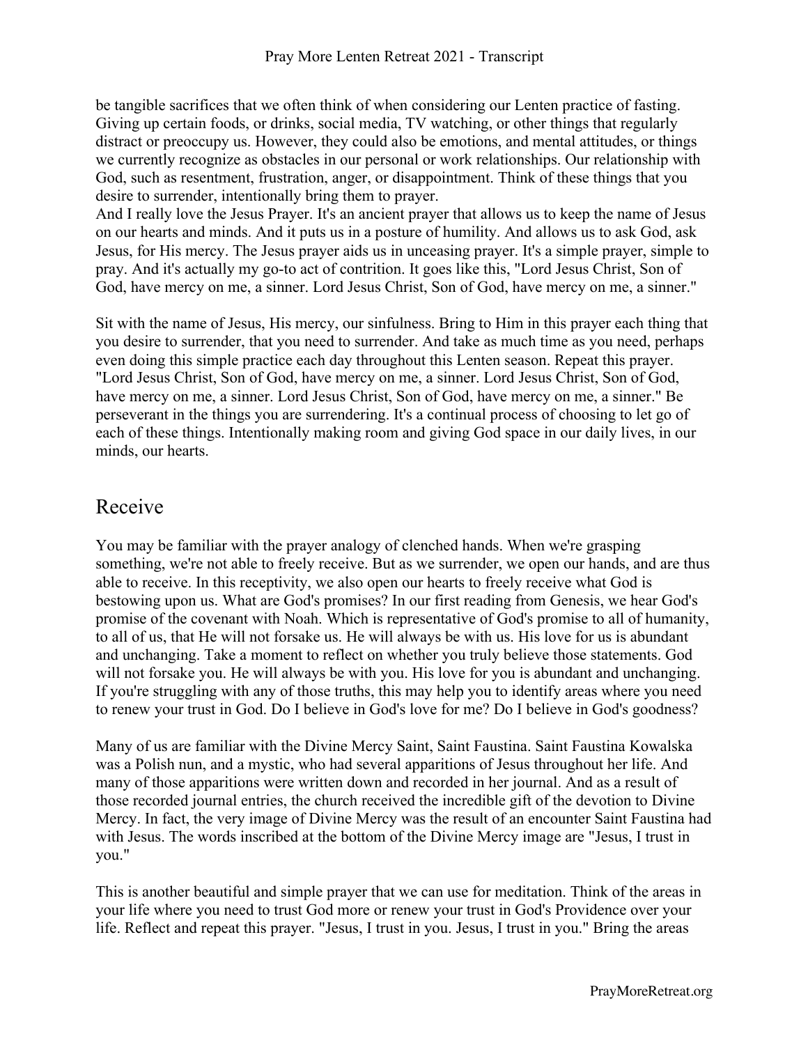be tangible sacrifices that we often think of when considering our Lenten practice of fasting. Giving up certain foods, or drinks, social media, TV watching, or other things that regularly distract or preoccupy us. However, they could also be emotions, and mental attitudes, or things we currently recognize as obstacles in our personal or work relationships. Our relationship with God, such as resentment, frustration, anger, or disappointment. Think of these things that you desire to surrender, intentionally bring them to prayer.
And I really love the Jesus Prayer. It's an ancient prayer that allows us to keep the name of Jesus on our hearts and minds. And it puts us in a posture of humility. And allows us to ask God, ask Jesus, for His mercy. The Jesus prayer aids us in unceasing prayer. It's a simple prayer, simple to pray. And it's actually my go-to act of contrition. It goes like this, "Lord Jesus Christ, Son of God, have mercy on me, a sinner. Lord Jesus Christ, Son of God, have mercy on me, a sinner."

Sit with the name of Jesus, His mercy, our sinfulness. Bring to Him in this prayer each thing that you desire to surrender, that you need to surrender. And take as much time as you need, perhaps even doing this simple practice each day throughout this Lenten season. Repeat this prayer. "Lord Jesus Christ, Son of God, have mercy on me, a sinner. Lord Jesus Christ, Son of God, have mercy on me, a sinner. Lord Jesus Christ, Son of God, have mercy on me, a sinner." Be perseverant in the things you are surrendering. It's a continual process of choosing to let go of each of these things. Intentionally making room and giving God space in our daily lives, in our minds, our hearts.

## Receive

You may be familiar with the prayer analogy of clenched hands. When we're grasping something, we're not able to freely receive. But as we surrender, we open our hands, and are thus able to receive. In this receptivity, we also open our hearts to freely receive what God is bestowing upon us. What are God's promises? In our first reading from Genesis, we hear God's promise of the covenant with Noah. Which is representative of God's promise to all of humanity, to all of us, that He will not forsake us. He will always be with us. His love for us is abundant and unchanging. Take a moment to reflect on whether you truly believe those statements. God will not forsake you. He will always be with you. His love for you is abundant and unchanging. If you're struggling with any of those truths, this may help you to identify areas where you need to renew your trust in God. Do I believe in God's love for me? Do I believe in God's goodness?

Many of us are familiar with the Divine Mercy Saint, Saint Faustina. Saint Faustina Kowalska was a Polish nun, and a mystic, who had several apparitions of Jesus throughout her life. And many of those apparitions were written down and recorded in her journal. And as a result of those recorded journal entries, the church received the incredible gift of the devotion to Divine Mercy. In fact, the very image of Divine Mercy was the result of an encounter Saint Faustina had with Jesus. The words inscribed at the bottom of the Divine Mercy image are "Jesus, I trust in you."

This is another beautiful and simple prayer that we can use for meditation. Think of the areas in your life where you need to trust God more or renew your trust in God's Providence over your life. Reflect and repeat this prayer. "Jesus, I trust in you. Jesus, I trust in you." Bring the areas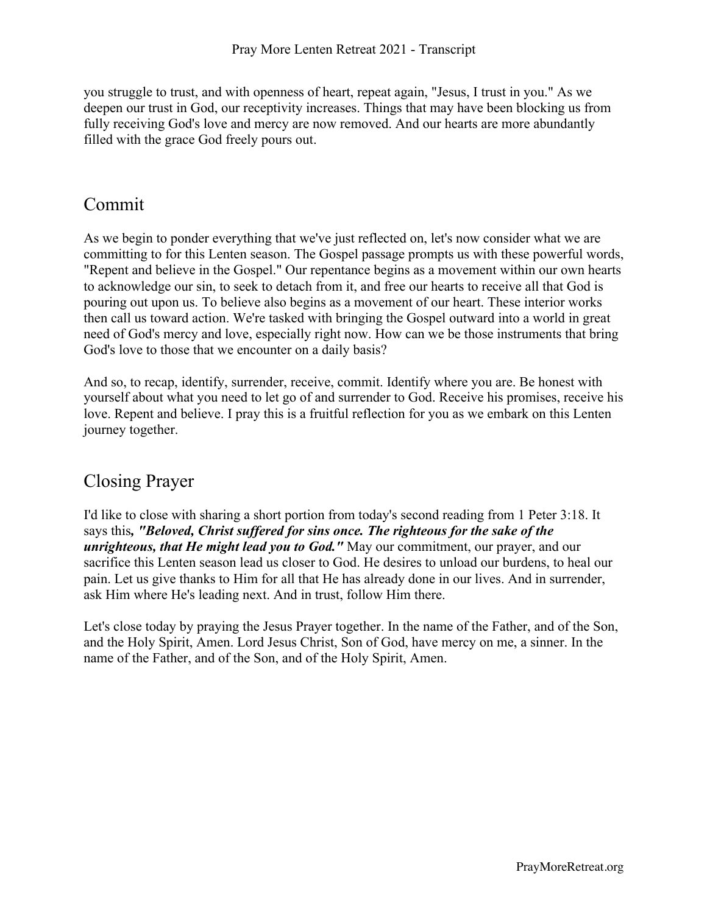you struggle to trust, and with openness of heart, repeat again, "Jesus, I trust in you." As we deepen our trust in God, our receptivity increases. Things that may have been blocking us from fully receiving God's love and mercy are now removed. And our hearts are more abundantly filled with the grace God freely pours out.

## Commit

As we begin to ponder everything that we've just reflected on, let's now consider what we are committing to for this Lenten season. The Gospel passage prompts us with these powerful words, "Repent and believe in the Gospel." Our repentance begins as a movement within our own hearts to acknowledge our sin, to seek to detach from it, and free our hearts to receive all that God is pouring out upon us. To believe also begins as a movement of our heart. These interior works then call us toward action. We're tasked with bringing the Gospel outward into a world in great need of God's mercy and love, especially right now. How can we be those instruments that bring God's love to those that we encounter on a daily basis?

And so, to recap, identify, surrender, receive, commit. Identify where you are. Be honest with yourself about what you need to let go of and surrender to God. Receive his promises, receive his love. Repent and believe. I pray this is a fruitful reflection for you as we embark on this Lenten journey together.

## Closing Prayer

I'd like to close with sharing a short portion from today's second reading from 1 Peter 3:18. It says this***, "Beloved, Christ suffered for sins once. The righteous for the sake of the unrighteous, that He might lead you to God."*** May our commitment, our prayer, and our sacrifice this Lenten season lead us closer to God. He desires to unload our burdens, to heal our pain. Let us give thanks to Him for all that He has already done in our lives. And in surrender, ask Him where He's leading next. And in trust, follow Him there.

Let's close today by praying the Jesus Prayer together. In the name of the Father, and of the Son, and the Holy Spirit, Amen. Lord Jesus Christ, Son of God, have mercy on me, a sinner. In the name of the Father, and of the Son, and of the Holy Spirit, Amen.